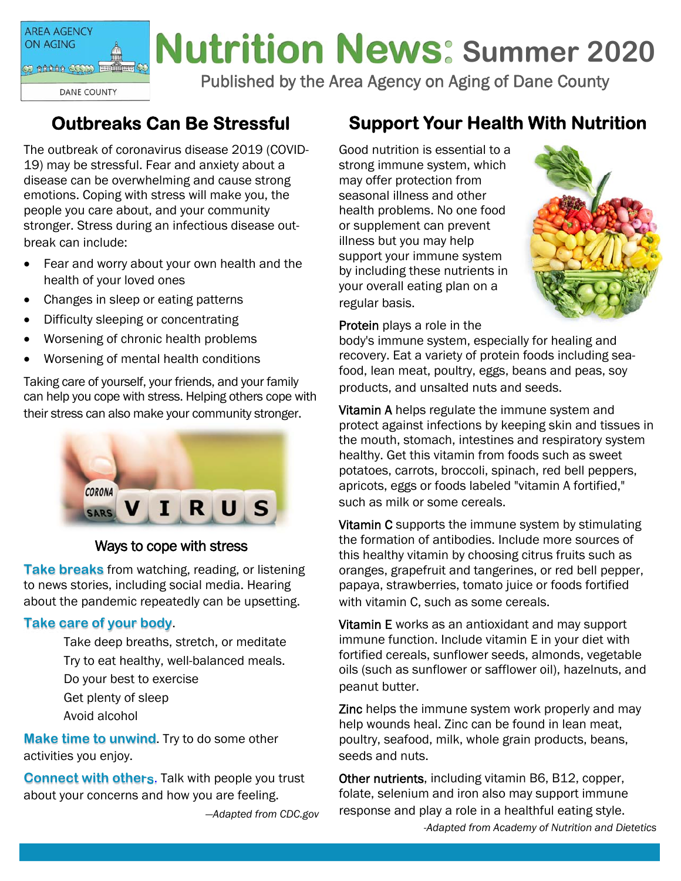# Nutrition News: Summer 2020

Published by the Area Agency on Aging of Dane County

## Outbreaks Can Be Stressful

The outbreak of coronavirus disease 2019 (COVID-19) may be stressful. Fear and anxiety about a disease can be overwhelming and cause strong emotions. Coping with stress will make you, the people you care about, and your community stronger. Stress during an infectious disease outbreak can include:

- Fear and worry about your own health and the health of your loved ones
- Changes in sleep or eating patterns
- Difficulty sleeping or concentrating
- Worsening of chronic health problems
- Worsening of mental health conditions

Taking care of yourself, your friends, and your family can help you cope with stress. Helping others cope with their stress can also make your community stronger.

### Ways to cope with stress

**Take breaks** from watching, reading, or listening to news stories, including social media. Hearing about the pandemic repeatedly can be upsetting.

**Take care of your body**.

Take deep breaths, stretch, or meditate
Try to eat healthy, well-balanced meals.
Do your best to exercise
Get plenty of sleep
Avoid alcohol

**Make time to unwind**. Try to do some other activities you enjoy.

**Connect with others**. Talk with people you trust about your concerns and how you are feeling.

*—Adapted from CDC.gov*

## Support Your Health With Nutrition

Good nutrition is essential to a strong immune system, which may offer protection from seasonal illness and other health problems. No one food or supplement can prevent illness but you may help support your immune system by including these nutrients in your overall eating plan on a regular basis.

**Protein** plays a role in the body's immune system, especially for healing and recovery. Eat a variety of protein foods including seafood, lean meat, poultry, eggs, beans and peas, soy products, and unsalted nuts and seeds.

**Vitamin A** helps regulate the immune system and protect against infections by keeping skin and tissues in the mouth, stomach, intestines and respiratory system healthy. Get this vitamin from foods such as sweet potatoes, carrots, broccoli, spinach, red bell peppers, apricots, eggs or foods labeled "vitamin A fortified," such as milk or some cereals.

**Vitamin C** supports the immune system by stimulating the formation of antibodies. Include more sources of this healthy vitamin by choosing citrus fruits such as oranges, grapefruit and tangerines, or red bell pepper, papaya, strawberries, tomato juice or foods fortified with vitamin C, such as some cereals.

**Vitamin E** works as an antioxidant and may support immune function. Include vitamin E in your diet with fortified cereals, sunflower seeds, almonds, vegetable oils (such as sunflower or safflower oil), hazelnuts, and peanut butter.

**Zinc** helps the immune system work properly and may help wounds heal. Zinc can be found in lean meat, poultry, seafood, milk, whole grain products, beans, seeds and nuts.

**Other nutrients**, including vitamin B6, B12, copper, folate, selenium and iron also may support immune response and play a role in a healthful eating style.

*-Adapted from Academy of Nutrition and Dietetics*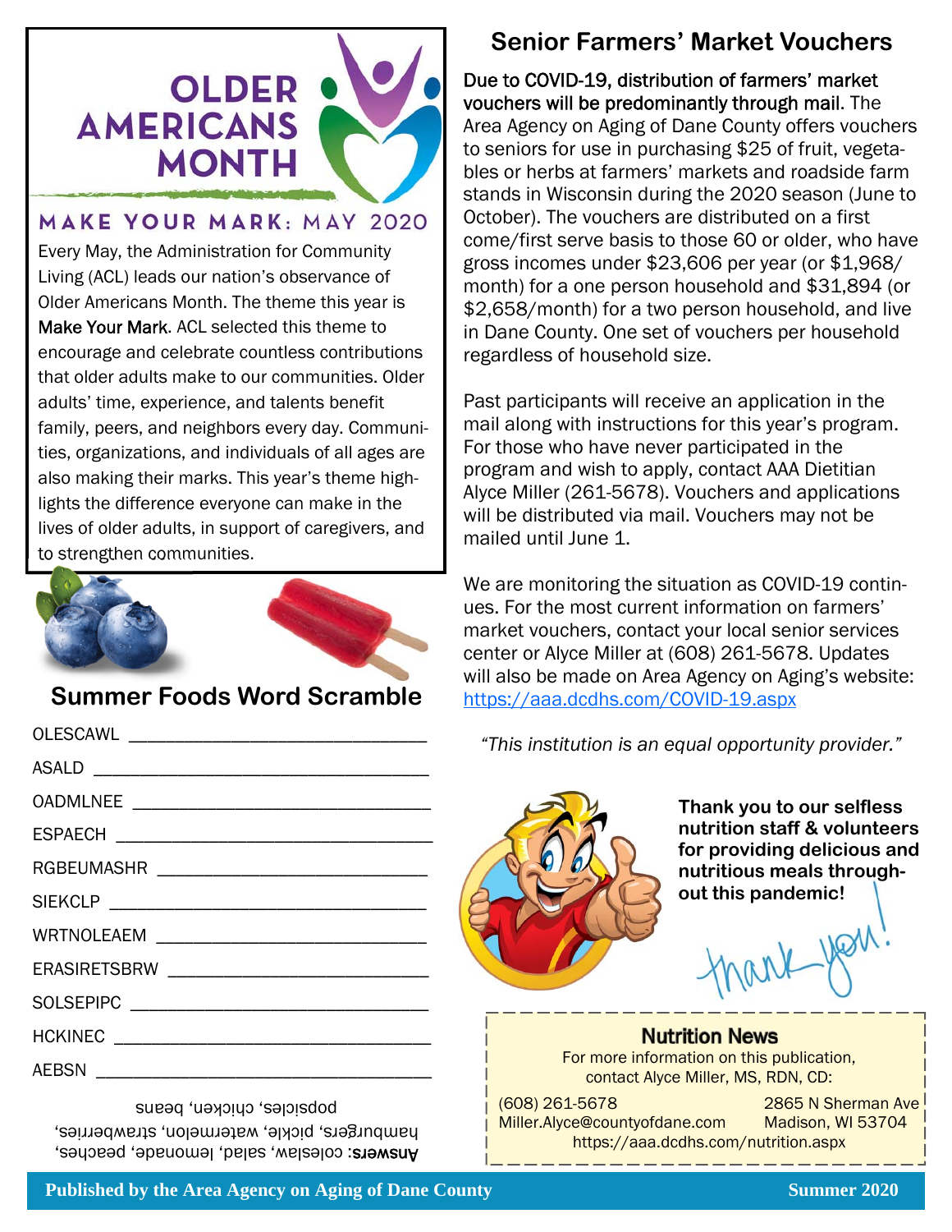# OLDER AMERICANS MONTH

## MAKE YOUR MARK: MAY 2020

Every May, the Administration for Community Living (ACL) leads our nation's observance of Older Americans Month. The theme this year is **Make Your Mark**. ACL selected this theme to encourage and celebrate countless contributions that older adults make to our communities. Older adults' time, experience, and talents benefit family, peers, and neighbors every day. Communities, organizations, and individuals of all ages are also making their marks. This year's theme highlights the difference everyone can make in the lives of older adults, in support of caregivers, and to strengthen communities.

## Summer Foods Word Scramble

OLESCAWL ______________________

ASALD ______________________

OADMLNEE ______________________

ESPAECH ______________________

RGBEUMASHR ______________________

SIEKCLP ______________________

WRTNOLEAEM ______________________

ERASIRETSBRW ______________________

SOLSEPIPC ______________________

HCKINEC ______________________

AEBSN ______________________

**Answers:** coleslaw, salad, lemonade, peaches, hamburgers, pickle, watermelon, strawberries, popsicles, chicken, beans

## Senior Farmers' Market Vouchers

**Due to COVID-19, distribution of farmers' market vouchers will be predominantly through mail.** The Area Agency on Aging of Dane County offers vouchers to seniors for use in purchasing $25 of fruit, vegetables or herbs at farmers' markets and roadside farm stands in Wisconsin during the 2020 season (June to October). The vouchers are distributed on a first come/first serve basis to those 60 or older, who have gross incomes under $23,606 per year (or $1,968/month) for a one person household and $31,894 (or $2,658/month) for a two person household, and live in Dane County. One set of vouchers per household regardless of household size.

Past participants will receive an application in the mail along with instructions for this year's program. For those who have never participated in the program and wish to apply, contact AAA Dietitian Alyce Miller (261-5678). Vouchers and applications will be distributed via mail. Vouchers may not be mailed until June 1.

We are monitoring the situation as COVID-19 continues. For the most current information on farmers' market vouchers, contact your local senior services center or Alyce Miller at (608) 261-5678. Updates will also be made on Area Agency on Aging's website: https://aaa.dcdhs.com/COVID-19.aspx

*"This institution is an equal opportunity provider."*

**Thank you to our selfless nutrition staff & volunteers for providing delicious and nutritious meals throughout this pandemic!**

thank you!

### Nutrition News

For more information on this publication, contact Alyce Miller, MS, RDN, CD:

(608) 261-5678
Miller.Alyce@countyofdane.com
2865 N Sherman Ave
Madison, WI 53704
https://aaa.dcdhs.com/nutrition.aspx

**Published by the Area Agency on Aging of Dane County** **Summer 2020**